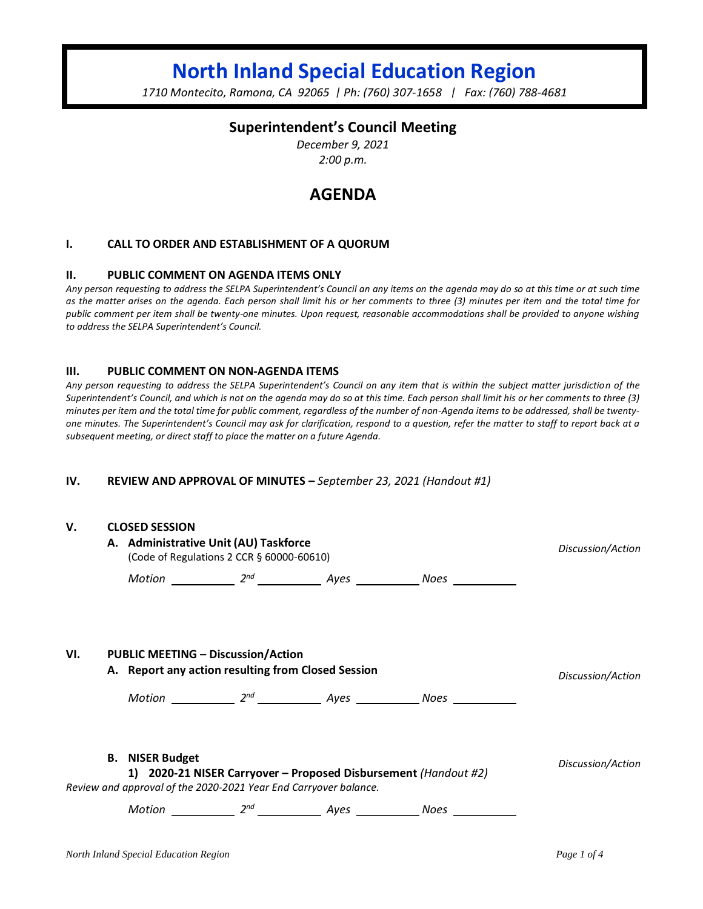# North Inland Special Education Region

*1710 Montecito, Ramona, CA 92065 | Ph: (760) 307-1658 | Fax: (760) 788-4681*

## Superintendent's Council Meeting

*December 9, 2021*
*2:00 p.m.*

## AGENDA

### I. CALL TO ORDER AND ESTABLISHMENT OF A QUORUM

### II. PUBLIC COMMENT ON AGENDA ITEMS ONLY

*Any person requesting to address the SELPA Superintendent's Council an any items on the agenda may do so at this time or at such time as the matter arises on the agenda. Each person shall limit his or her comments to three (3) minutes per item and the total time for public comment per item shall be twenty-one minutes. Upon request, reasonable accommodations shall be provided to anyone wishing to address the SELPA Superintendent's Council.*

### III. PUBLIC COMMENT ON NON-AGENDA ITEMS

*Any person requesting to address the SELPA Superintendent's Council on any item that is within the subject matter jurisdiction of the Superintendent's Council, and which is not on the agenda may do so at this time. Each person shall limit his or her comments to three (3) minutes per item and the total time for public comment, regardless of the number of non-Agenda items to be addressed, shall be twenty-one minutes. The Superintendent's Council may ask for clarification, respond to a question, refer the matter to staff to report back at a subsequent meeting, or direct staff to place the matter on a future Agenda.*

### IV. REVIEW AND APPROVAL OF MINUTES – *September 23, 2021 (Handout #1)*

### V. CLOSED SESSION

**A. Administrative Unit (AU) Taskforce** — *Discussion/Action*
(Code of Regulations 2 CCR § 60000-60610)

*Motion* ________ *2nd* ________ *Ayes* ________ *Noes* ________

### VI. PUBLIC MEETING – Discussion/Action

**A. Report any action resulting from Closed Session** — *Discussion/Action*

*Motion* ________ *2nd* ________ *Ayes* ________ *Noes* ________

**B. NISER Budget** — *Discussion/Action*

**1) 2020-21 NISER Carryover – Proposed Disbursement** *(Handout #2)*

*Review and approval of the 2020-2021 Year End Carryover balance.*

*Motion* ________ *2nd* ________ *Ayes* ________ *Noes* ________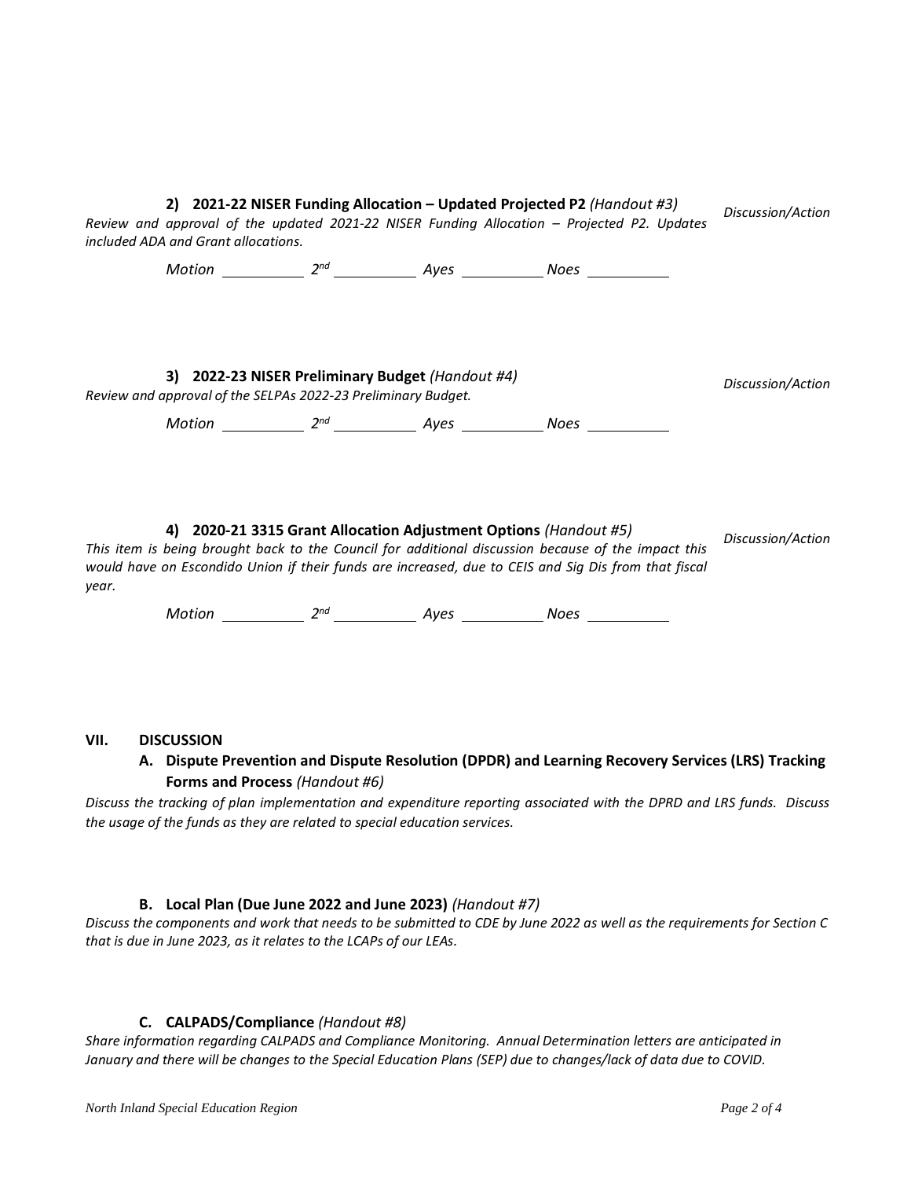**2) 2021-22 NISER Funding Allocation – Updated Projected P2** *(Handout #3)* *Discussion/Action*

*Review and approval of the updated 2021-22 NISER Funding Allocation – Projected P2. Updates included ADA and Grant allocations.*

*Motion \_\_\_\_\_\_\_\_\_\_ 2nd \_\_\_\_\_\_\_\_\_\_ Ayes \_\_\_\_\_\_\_\_\_\_ Noes \_\_\_\_\_\_\_\_\_\_*

**3) 2022-23 NISER Preliminary Budget** *(Handout #4)* *Discussion/Action*

*Review and approval of the SELPAs 2022-23 Preliminary Budget.*

*Motion \_\_\_\_\_\_\_\_\_\_ 2nd \_\_\_\_\_\_\_\_\_\_ Ayes \_\_\_\_\_\_\_\_\_\_ Noes \_\_\_\_\_\_\_\_\_\_*

**4) 2020-21 3315 Grant Allocation Adjustment Options** *(Handout #5)* *Discussion/Action*

*This item is being brought back to the Council for additional discussion because of the impact this would have on Escondido Union if their funds are increased, due to CEIS and Sig Dis from that fiscal year.*

*Motion \_\_\_\_\_\_\_\_\_\_ 2nd \_\_\_\_\_\_\_\_\_\_ Ayes \_\_\_\_\_\_\_\_\_\_ Noes \_\_\_\_\_\_\_\_\_\_*

## VII. DISCUSSION

### A. Dispute Prevention and Dispute Resolution (DPDR) and Learning Recovery Services (LRS) Tracking Forms and Process *(Handout #6)*

*Discuss the tracking of plan implementation and expenditure reporting associated with the DPRD and LRS funds. Discuss the usage of the funds as they are related to special education services.*

### B. Local Plan (Due June 2022 and June 2023) *(Handout #7)*

*Discuss the components and work that needs to be submitted to CDE by June 2022 as well as the requirements for Section C that is due in June 2023, as it relates to the LCAPs of our LEAs.*

### C. CALPADS/Compliance *(Handout #8)*

*Share information regarding CALPADS and Compliance Monitoring. Annual Determination letters are anticipated in January and there will be changes to the Special Education Plans (SEP) due to changes/lack of data due to COVID.*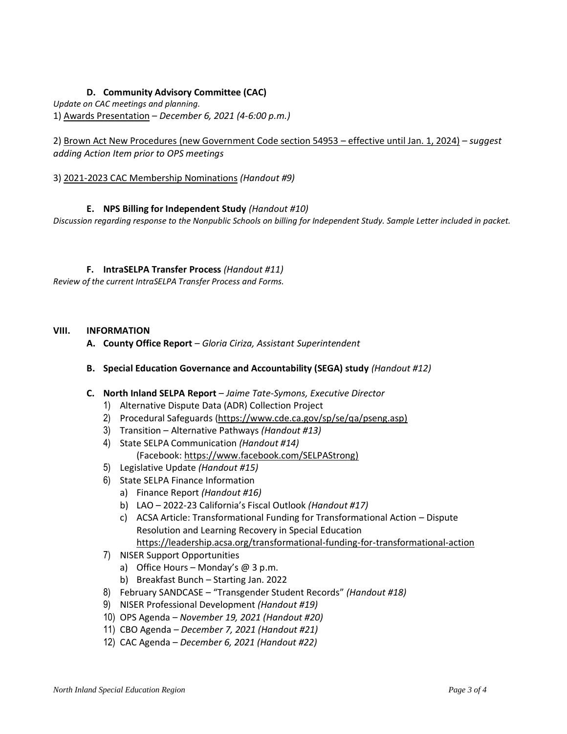**D. Community Advisory Committee (CAC)**

*Update on CAC meetings and planning.*

1) Awards Presentation – *December 6, 2021 (4-6:00 p.m.)*

2) Brown Act New Procedures (new Government Code section 54953 – effective until Jan. 1, 2024) – *suggest adding Action Item prior to OPS meetings*

3) 2021-2023 CAC Membership Nominations *(Handout #9)*

**E. NPS Billing for Independent Study** *(Handout #10)*

*Discussion regarding response to the Nonpublic Schools on billing for Independent Study. Sample Letter included in packet.*

**F. IntraSELPA Transfer Process** *(Handout #11)*

*Review of the current IntraSELPA Transfer Process and Forms.*

## VIII. INFORMATION

**A. County Office Report** – *Gloria Ciriza, Assistant Superintendent*

**B. Special Education Governance and Accountability (SEGA) study** *(Handout #12)*

**C. North Inland SELPA Report** – *Jaime Tate-Symons, Executive Director*

1) Alternative Dispute Data (ADR) Collection Project
2) Procedural Safeguards (https://www.cde.ca.gov/sp/se/qa/pseng.asp)
3) Transition – Alternative Pathways *(Handout #13)*
4) State SELPA Communication *(Handout #14)*
   (Facebook: https://www.facebook.com/SELPAStrong)
5) Legislative Update *(Handout #15)*
6) State SELPA Finance Information
   a) Finance Report *(Handout #16)*
   b) LAO – 2022-23 California's Fiscal Outlook *(Handout #17)*
   c) ACSA Article: Transformational Funding for Transformational Action – Dispute Resolution and Learning Recovery in Special Education https://leadership.acsa.org/transformational-funding-for-transformational-action
7) NISER Support Opportunities
   a) Office Hours – Monday's @ 3 p.m.
   b) Breakfast Bunch – Starting Jan. 2022
8) February SANDCASE – "Transgender Student Records" *(Handout #18)*
9) NISER Professional Development *(Handout #19)*
10) OPS Agenda – *November 19, 2021 (Handout #20)*
11) CBO Agenda – *December 7, 2021 (Handout #21)*
12) CAC Agenda – *December 6, 2021 (Handout #22)*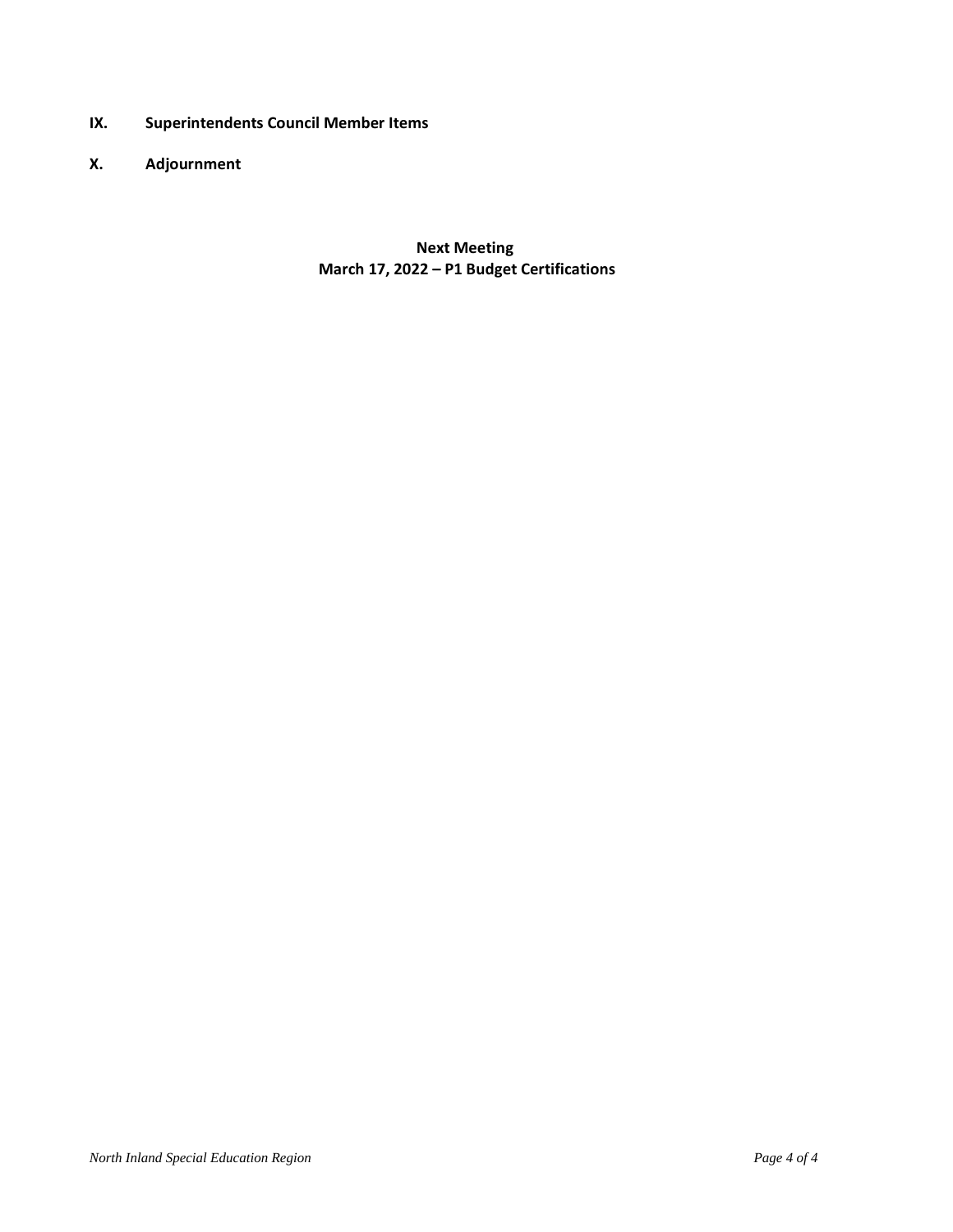**IX. Superintendents Council Member Items**

**X. Adjournment**

**Next Meeting**
**March 17, 2022 – P1 Budget Certifications**